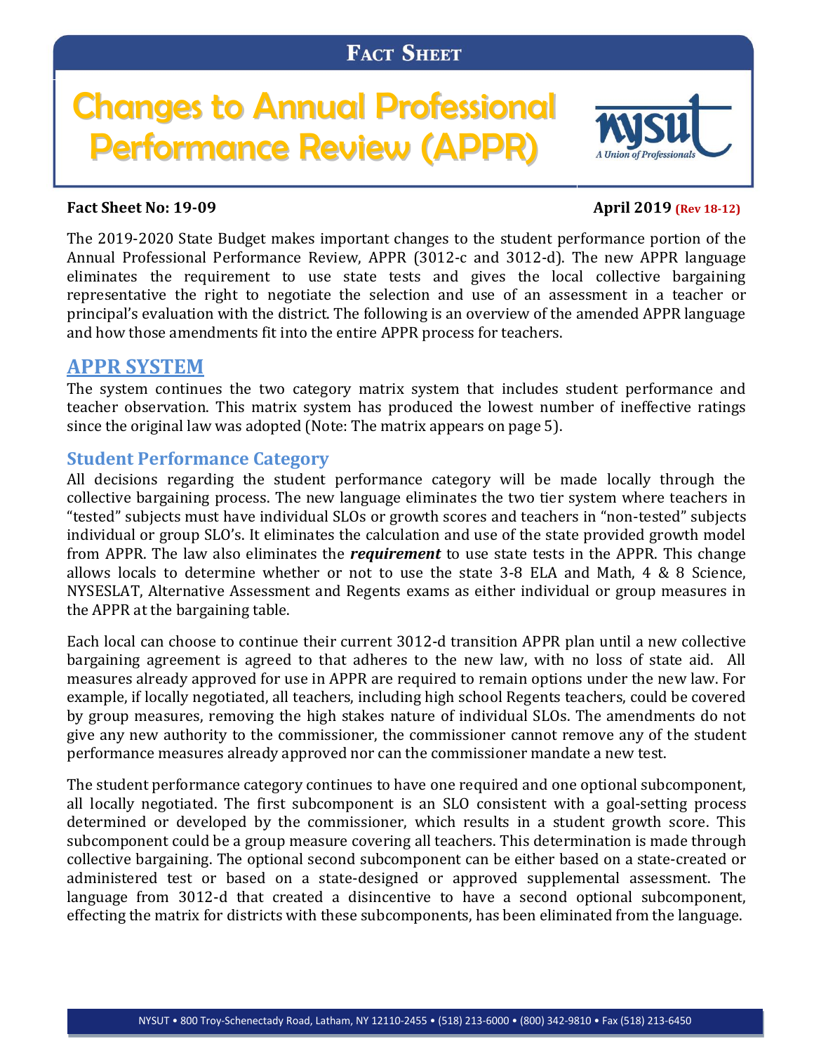# FACT SHEET

# Changes to Annual Professional Performance Review (APPR)

NYSUT — A Union of Professionals

**Fact Sheet No: 19-09** **April 2019 (Rev 18-12)**

The 2019-2020 State Budget makes important changes to the student performance portion of the Annual Professional Performance Review, APPR (3012-c and 3012-d). The new APPR language eliminates the requirement to use state tests and gives the local collective bargaining representative the right to negotiate the selection and use of an assessment in a teacher or principal's evaluation with the district. The following is an overview of the amended APPR language and how those amendments fit into the entire APPR process for teachers.

## APPR SYSTEM

The system continues the two category matrix system that includes student performance and teacher observation. This matrix system has produced the lowest number of ineffective ratings since the original law was adopted (Note: The matrix appears on page 5).

### Student Performance Category

All decisions regarding the student performance category will be made locally through the collective bargaining process. The new language eliminates the two tier system where teachers in "tested" subjects must have individual SLOs or growth scores and teachers in "non-tested" subjects individual or group SLO's. It eliminates the calculation and use of the state provided growth model from APPR. The law also eliminates the ***requirement*** to use state tests in the APPR. This change allows locals to determine whether or not to use the state 3-8 ELA and Math, 4 & 8 Science, NYSESLAT, Alternative Assessment and Regents exams as either individual or group measures in the APPR at the bargaining table.

Each local can choose to continue their current 3012-d transition APPR plan until a new collective bargaining agreement is agreed to that adheres to the new law, with no loss of state aid. All measures already approved for use in APPR are required to remain options under the new law. For example, if locally negotiated, all teachers, including high school Regents teachers, could be covered by group measures, removing the high stakes nature of individual SLOs. The amendments do not give any new authority to the commissioner, the commissioner cannot remove any of the student performance measures already approved nor can the commissioner mandate a new test.

The student performance category continues to have one required and one optional subcomponent, all locally negotiated. The first subcomponent is an SLO consistent with a goal-setting process determined or developed by the commissioner, which results in a student growth score. This subcomponent could be a group measure covering all teachers. This determination is made through collective bargaining. The optional second subcomponent can be either based on a state-created or administered test or based on a state-designed or approved supplemental assessment. The language from 3012-d that created a disincentive to have a second optional subcomponent, effecting the matrix for districts with these subcomponents, has been eliminated from the language.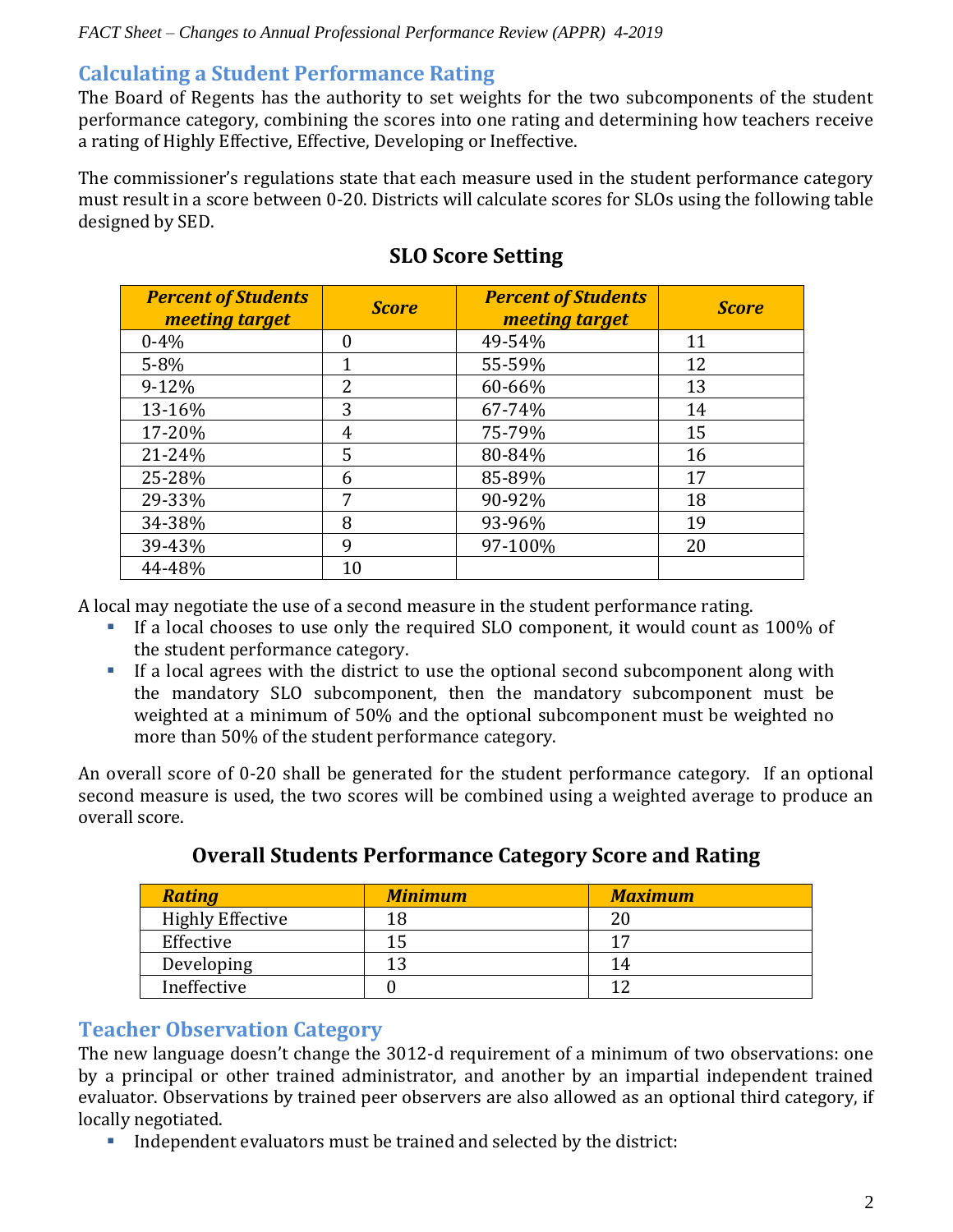## Calculating a Student Performance Rating

The Board of Regents has the authority to set weights for the two subcomponents of the student performance category, combining the scores into one rating and determining how teachers receive a rating of Highly Effective, Effective, Developing or Ineffective.

The commissioner's regulations state that each measure used in the student performance category must result in a score between 0-20. Districts will calculate scores for SLOs using the following table designed by SED.

### SLO Score Setting

| *Percent of Students meeting target* | *Score* | *Percent of Students meeting target* | *Score* |
|---|---|---|---|
| 0-4% | 0 | 49-54% | 11 |
| 5-8% | 1 | 55-59% | 12 |
| 9-12% | 2 | 60-66% | 13 |
| 13-16% | 3 | 67-74% | 14 |
| 17-20% | 4 | 75-79% | 15 |
| 21-24% | 5 | 80-84% | 16 |
| 25-28% | 6 | 85-89% | 17 |
| 29-33% | 7 | 90-92% | 18 |
| 34-38% | 8 | 93-96% | 19 |
| 39-43% | 9 | 97-100% | 20 |
| 44-48% | 10 | | |

A local may negotiate the use of a second measure in the student performance rating.

- If a local chooses to use only the required SLO component, it would count as 100% of the student performance category.
- If a local agrees with the district to use the optional second subcomponent along with the mandatory SLO subcomponent, then the mandatory subcomponent must be weighted at a minimum of 50% and the optional subcomponent must be weighted no more than 50% of the student performance category.

An overall score of 0-20 shall be generated for the student performance category. If an optional second measure is used, the two scores will be combined using a weighted average to produce an overall score.

### Overall Students Performance Category Score and Rating

| *Rating* | *Minimum* | *Maximum* |
|---|---|---|
| Highly Effective | 18 | 20 |
| Effective | 15 | 17 |
| Developing | 13 | 14 |
| Ineffective | 0 | 12 |

## Teacher Observation Category

The new language doesn't change the 3012-d requirement of a minimum of two observations: one by a principal or other trained administrator, and another by an impartial independent trained evaluator. Observations by trained peer observers are also allowed as an optional third category, if locally negotiated.

- Independent evaluators must be trained and selected by the district: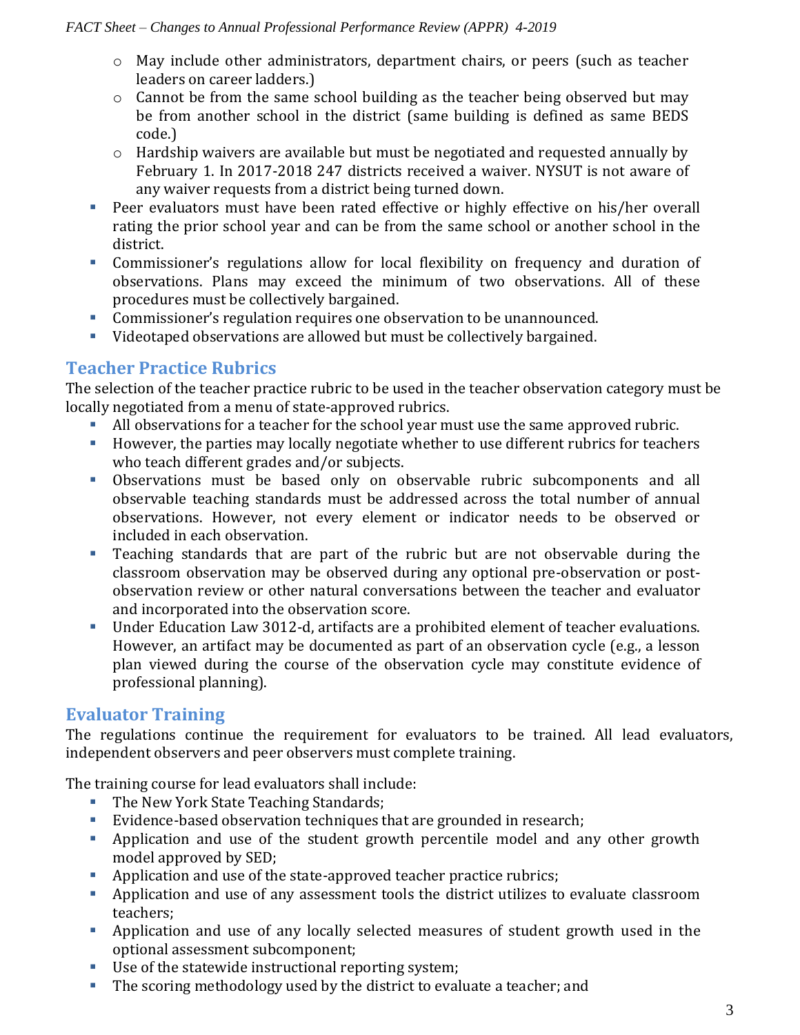- May include other administrators, department chairs, or peers (such as teacher leaders on career ladders.)
  - Cannot be from the same school building as the teacher being observed but may be from another school in the district (same building is defined as same BEDS code.)
  - Hardship waivers are available but must be negotiated and requested annually by February 1. In 2017-2018 247 districts received a waiver. NYSUT is not aware of any waiver requests from a district being turned down.
- Peer evaluators must have been rated effective or highly effective on his/her overall rating the prior school year and can be from the same school or another school in the district.
- Commissioner's regulations allow for local flexibility on frequency and duration of observations. Plans may exceed the minimum of two observations. All of these procedures must be collectively bargained.
- Commissioner's regulation requires one observation to be unannounced.
- Videotaped observations are allowed but must be collectively bargained.

## Teacher Practice Rubrics

The selection of the teacher practice rubric to be used in the teacher observation category must be locally negotiated from a menu of state-approved rubrics.

- All observations for a teacher for the school year must use the same approved rubric.
- However, the parties may locally negotiate whether to use different rubrics for teachers who teach different grades and/or subjects.
- Observations must be based only on observable rubric subcomponents and all observable teaching standards must be addressed across the total number of annual observations. However, not every element or indicator needs to be observed or included in each observation.
- Teaching standards that are part of the rubric but are not observable during the classroom observation may be observed during any optional pre-observation or post-observation review or other natural conversations between the teacher and evaluator and incorporated into the observation score.
- Under Education Law 3012-d, artifacts are a prohibited element of teacher evaluations. However, an artifact may be documented as part of an observation cycle (e.g., a lesson plan viewed during the course of the observation cycle may constitute evidence of professional planning).

## Evaluator Training

The regulations continue the requirement for evaluators to be trained. All lead evaluators, independent observers and peer observers must complete training.

The training course for lead evaluators shall include:

- The New York State Teaching Standards;
- Evidence-based observation techniques that are grounded in research;
- Application and use of the student growth percentile model and any other growth model approved by SED;
- Application and use of the state-approved teacher practice rubrics;
- Application and use of any assessment tools the district utilizes to evaluate classroom teachers;
- Application and use of any locally selected measures of student growth used in the optional assessment subcomponent;
- Use of the statewide instructional reporting system;
- The scoring methodology used by the district to evaluate a teacher; and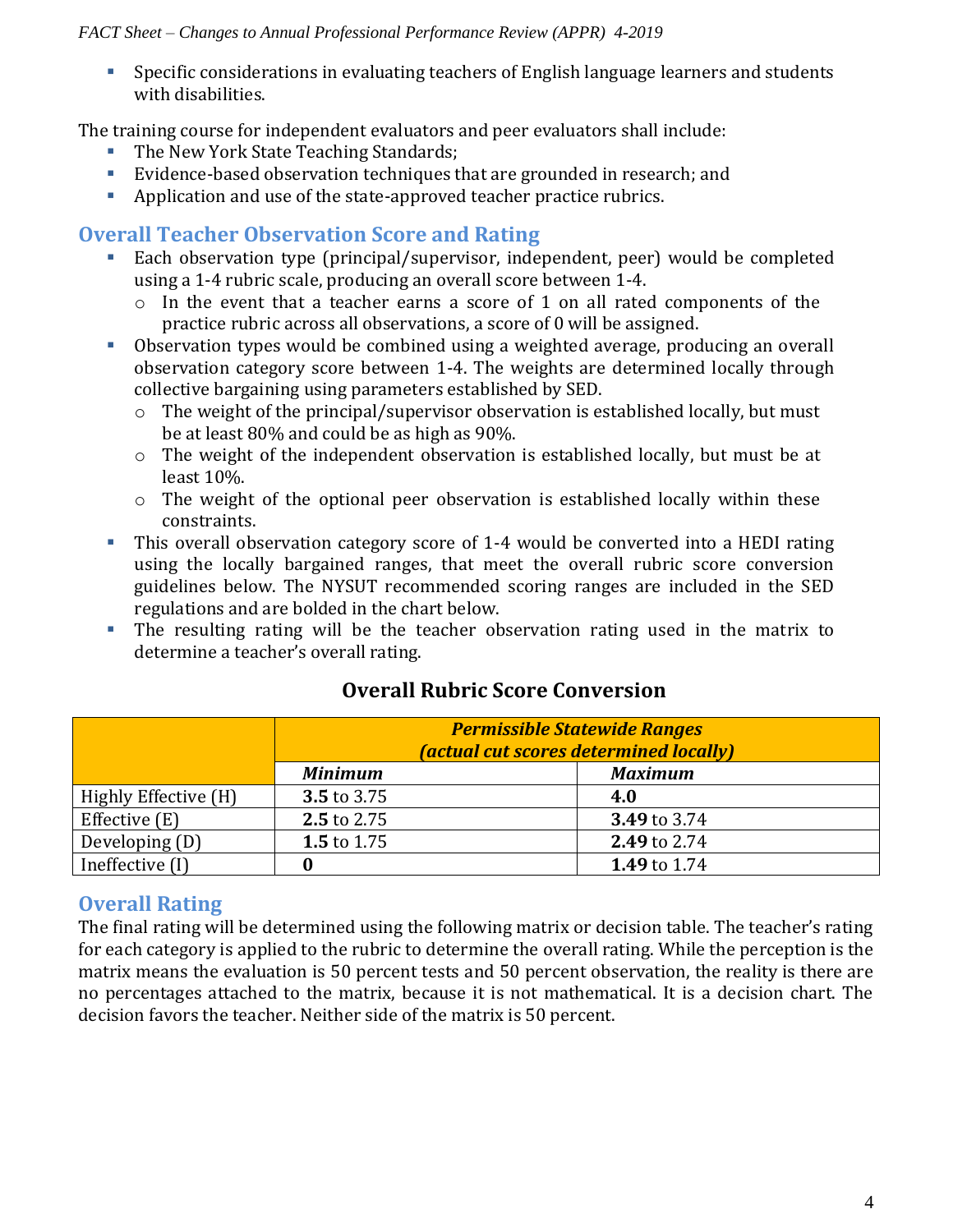- Specific considerations in evaluating teachers of English language learners and students with disabilities.

The training course for independent evaluators and peer evaluators shall include:

- The New York State Teaching Standards;
- Evidence-based observation techniques that are grounded in research; and
- Application and use of the state-approved teacher practice rubrics.

## Overall Teacher Observation Score and Rating

- Each observation type (principal/supervisor, independent, peer) would be completed using a 1-4 rubric scale, producing an overall score between 1-4.
  - In the event that a teacher earns a score of 1 on all rated components of the practice rubric across all observations, a score of 0 will be assigned.
- Observation types would be combined using a weighted average, producing an overall observation category score between 1-4. The weights are determined locally through collective bargaining using parameters established by SED.
  - The weight of the principal/supervisor observation is established locally, but must be at least 80% and could be as high as 90%.
  - The weight of the independent observation is established locally, but must be at least 10%.
  - The weight of the optional peer observation is established locally within these constraints.
- This overall observation category score of 1-4 would be converted into a HEDI rating using the locally bargained ranges, that meet the overall rubric score conversion guidelines below. The NYSUT recommended scoring ranges are included in the SED regulations and are bolded in the chart below.
- The resulting rating will be the teacher observation rating used in the matrix to determine a teacher's overall rating.

### Overall Rubric Score Conversion

| | ***Permissible Statewide Ranges (actual cut scores determined locally)*** | |
|---|---|---|
| | ***Minimum*** | ***Maximum*** |
| Highly Effective (H) | **3.5** to 3.75 | **4.0** |
| Effective (E) | **2.5** to 2.75 | **3.49** to 3.74 |
| Developing (D) | **1.5** to 1.75 | **2.49** to 2.74 |
| Ineffective (I) | **0** | **1.49** to 1.74 |

## Overall Rating

The final rating will be determined using the following matrix or decision table. The teacher's rating for each category is applied to the rubric to determine the overall rating. While the perception is the matrix means the evaluation is 50 percent tests and 50 percent observation, the reality is there are no percentages attached to the matrix, because it is not mathematical. It is a decision chart. The decision favors the teacher. Neither side of the matrix is 50 percent.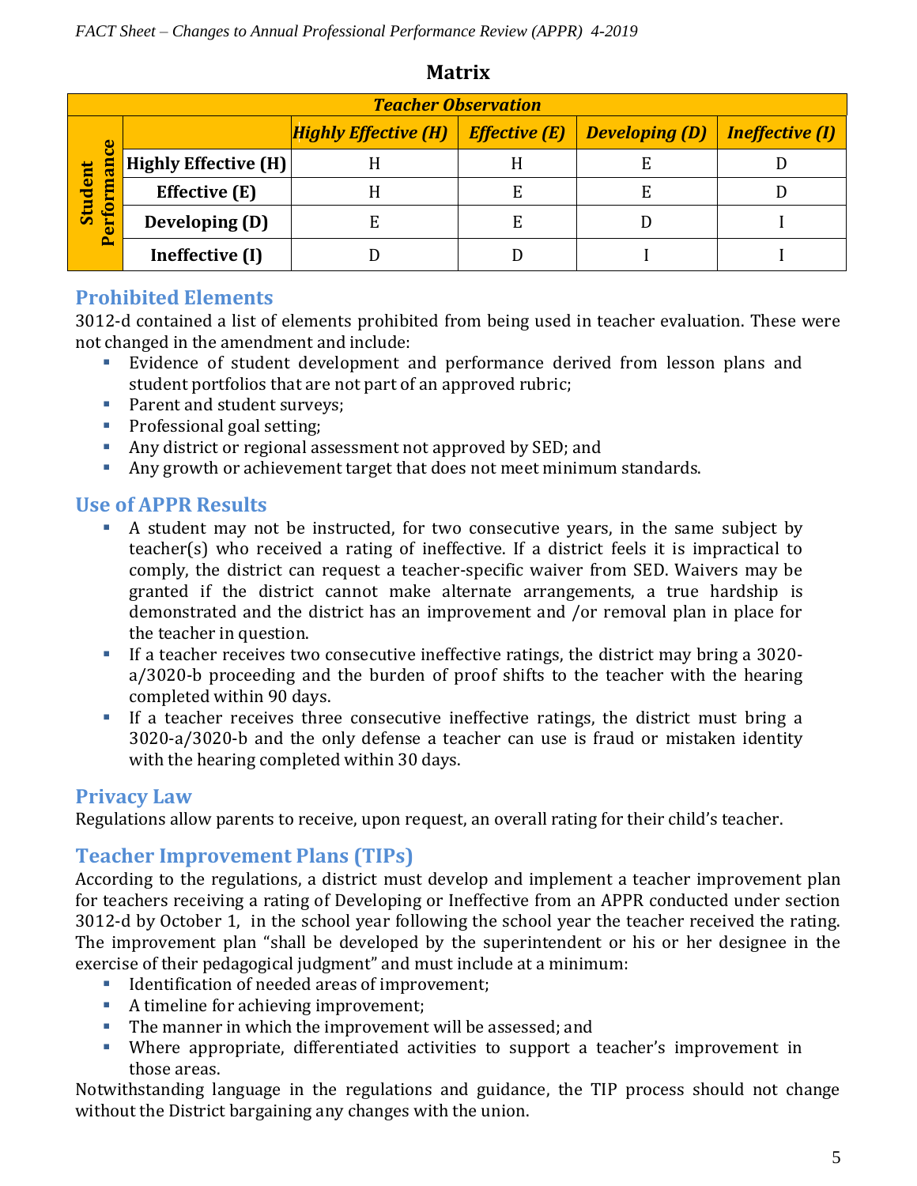## Matrix

| | | Teacher Observation | | | |
|---|---|---|---|---|---|
| | | ***Highly Effective (H)*** | ***Effective (E)*** | ***Developing (D)*** | ***Ineffective (I)*** |
| **Student Performance** | **Highly Effective (H)** | H | H | E | D |
| | **Effective (E)** | H | E | E | D |
| | **Developing (D)** | E | E | D | I |
| | **Ineffective (I)** | D | D | I | I |

## Prohibited Elements

3012-d contained a list of elements prohibited from being used in teacher evaluation. These were not changed in the amendment and include:

- Evidence of student development and performance derived from lesson plans and student portfolios that are not part of an approved rubric;
- Parent and student surveys;
- Professional goal setting;
- Any district or regional assessment not approved by SED; and
- Any growth or achievement target that does not meet minimum standards.

## Use of APPR Results

- A student may not be instructed, for two consecutive years, in the same subject by teacher(s) who received a rating of ineffective. If a district feels it is impractical to comply, the district can request a teacher-specific waiver from SED. Waivers may be granted if the district cannot make alternate arrangements, a true hardship is demonstrated and the district has an improvement and /or removal plan in place for the teacher in question.
- If a teacher receives two consecutive ineffective ratings, the district may bring a 3020-a/3020-b proceeding and the burden of proof shifts to the teacher with the hearing completed within 90 days.
- If a teacher receives three consecutive ineffective ratings, the district must bring a 3020-a/3020-b and the only defense a teacher can use is fraud or mistaken identity with the hearing completed within 30 days.

## Privacy Law

Regulations allow parents to receive, upon request, an overall rating for their child's teacher.

## Teacher Improvement Plans (TIPs)

According to the regulations, a district must develop and implement a teacher improvement plan for teachers receiving a rating of Developing or Ineffective from an APPR conducted under section 3012-d by October 1, in the school year following the school year the teacher received the rating. The improvement plan "shall be developed by the superintendent or his or her designee in the exercise of their pedagogical judgment" and must include at a minimum:

- Identification of needed areas of improvement;
- A timeline for achieving improvement;
- The manner in which the improvement will be assessed; and
- Where appropriate, differentiated activities to support a teacher's improvement in those areas.

Notwithstanding language in the regulations and guidance, the TIP process should not change without the District bargaining any changes with the union.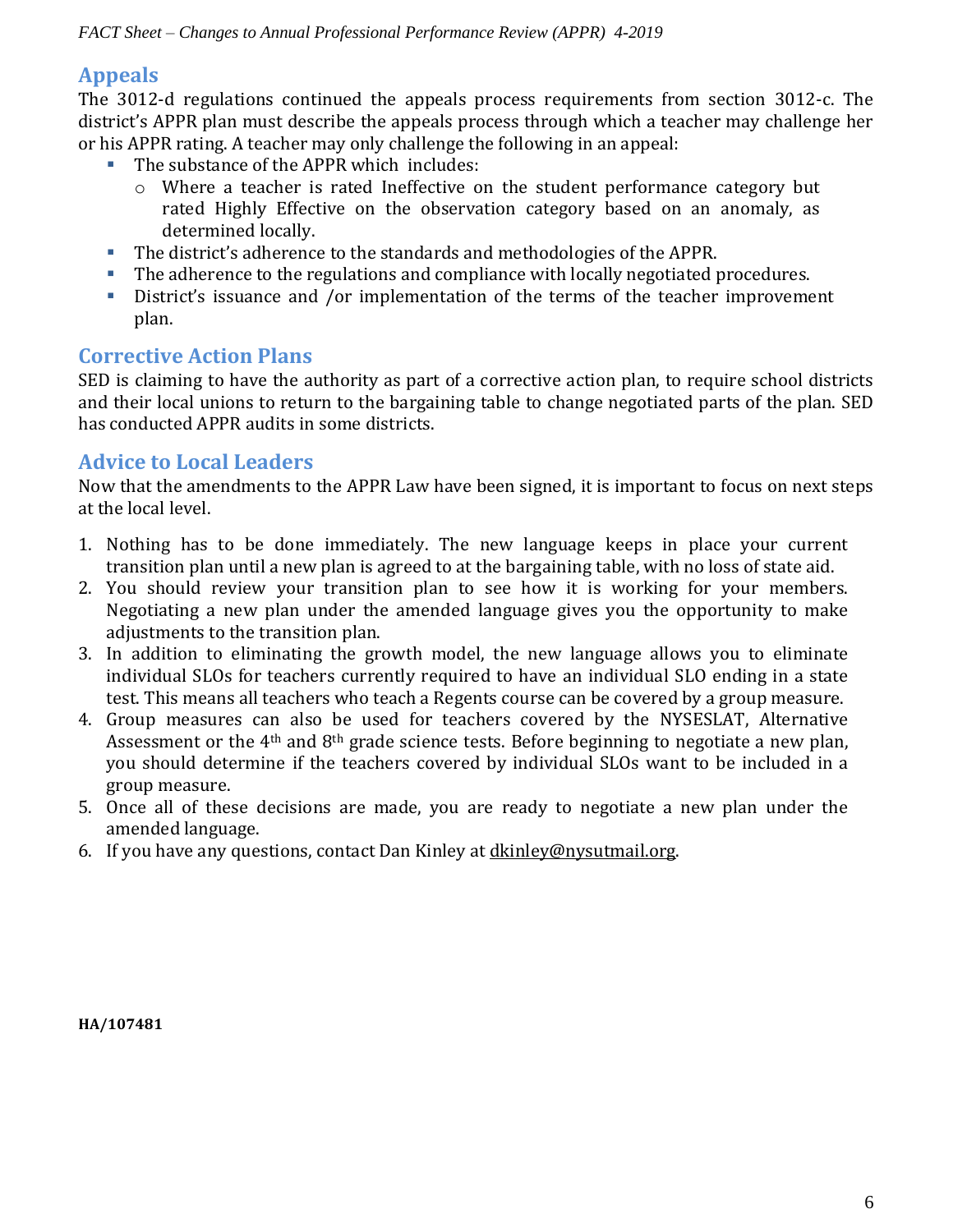## Appeals

The 3012-d regulations continued the appeals process requirements from section 3012-c. The district's APPR plan must describe the appeals process through which a teacher may challenge her or his APPR rating. A teacher may only challenge the following in an appeal:

- The substance of the APPR which includes:
  - Where a teacher is rated Ineffective on the student performance category but rated Highly Effective on the observation category based on an anomaly, as determined locally.
- The district's adherence to the standards and methodologies of the APPR.
- The adherence to the regulations and compliance with locally negotiated procedures.
- District's issuance and /or implementation of the terms of the teacher improvement plan.

## Corrective Action Plans

SED is claiming to have the authority as part of a corrective action plan, to require school districts and their local unions to return to the bargaining table to change negotiated parts of the plan. SED has conducted APPR audits in some districts.

## Advice to Local Leaders

Now that the amendments to the APPR Law have been signed, it is important to focus on next steps at the local level.

1. Nothing has to be done immediately. The new language keeps in place your current transition plan until a new plan is agreed to at the bargaining table, with no loss of state aid.
2. You should review your transition plan to see how it is working for your members. Negotiating a new plan under the amended language gives you the opportunity to make adjustments to the transition plan.
3. In addition to eliminating the growth model, the new language allows you to eliminate individual SLOs for teachers currently required to have an individual SLO ending in a state test. This means all teachers who teach a Regents course can be covered by a group measure.
4. Group measures can also be used for teachers covered by the NYSESLAT, Alternative Assessment or the 4th and 8th grade science tests. Before beginning to negotiate a new plan, you should determine if the teachers covered by individual SLOs want to be included in a group measure.
5. Once all of these decisions are made, you are ready to negotiate a new plan under the amended language.
6. If you have any questions, contact Dan Kinley at dkinley@nysutmail.org.

**HA/107481**